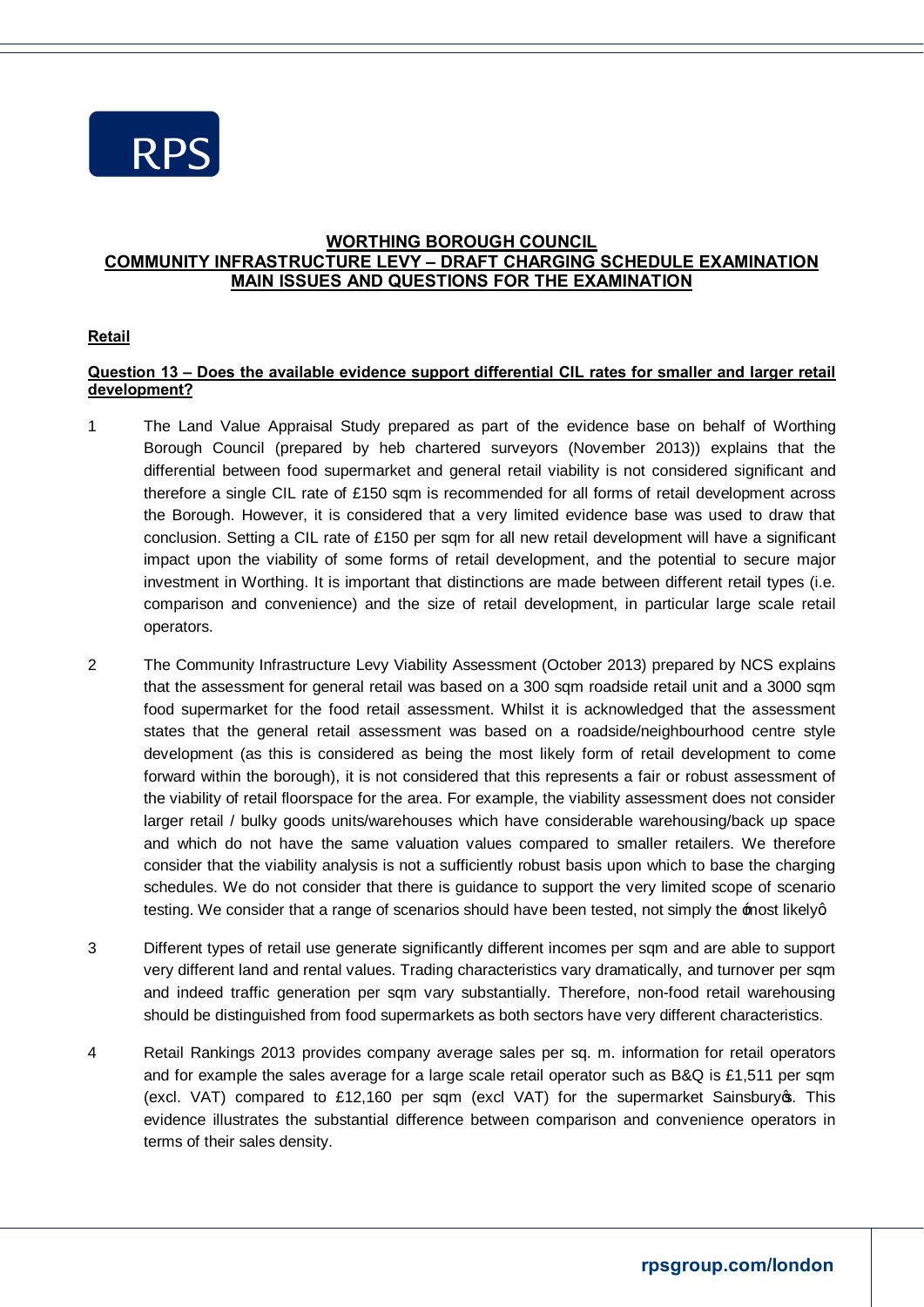# WORTHING BOROUGH COUNCIL
## COMMUNITY INFRASTRUCTURE LEVY – DRAFT CHARGING SCHEDULE EXAMINATION
## MAIN ISSUES AND QUESTIONS FOR THE EXAMINATION

### Retail

**Question 13 – Does the available evidence support differential CIL rates for smaller and larger retail development?**

1. The Land Value Appraisal Study prepared as part of the evidence base on behalf of Worthing Borough Council (prepared by heb chartered surveyors (November 2013)) explains that the differential between food supermarket and general retail viability is not considered significant and therefore a single CIL rate of £150 sqm is recommended for all forms of retail development across the Borough. However, it is considered that a very limited evidence base was used to draw that conclusion. Setting a CIL rate of £150 per sqm for all new retail development will have a significant impact upon the viability of some forms of retail development, and the potential to secure major investment in Worthing. It is important that distinctions are made between different retail types (i.e. comparison and convenience) and the size of retail development, in particular large scale retail operators.

2. The Community Infrastructure Levy Viability Assessment (October 2013) prepared by NCS explains that the assessment for general retail was based on a 300 sqm roadside retail unit and a 3000 sqm food supermarket for the food retail assessment. Whilst it is acknowledged that the assessment states that the general retail assessment was based on a roadside/neighbourhood centre style development (as this is considered as being the most likely form of retail development to come forward within the borough), it is not considered that this represents a fair or robust assessment of the viability of retail floorspace for the area. For example, the viability assessment does not consider larger retail / bulky goods units/warehouses which have considerable warehousing/back up space and which do not have the same valuation values compared to smaller retailers. We therefore consider that the viability analysis is not a sufficiently robust basis upon which to base the charging schedules. We do not consider that there is guidance to support the very limited scope of scenario testing. We consider that a range of scenarios should have been tested, not simply the 'most likely'.

3. Different types of retail use generate significantly different incomes per sqm and are able to support very different land and rental values. Trading characteristics vary dramatically, and turnover per sqm and indeed traffic generation per sqm vary substantially. Therefore, non-food retail warehousing should be distinguished from food supermarkets as both sectors have very different characteristics.

4. Retail Rankings 2013 provides company average sales per sq. m. information for retail operators and for example the sales average for a large scale retail operator such as B&Q is £1,511 per sqm (excl. VAT) compared to £12,160 per sqm (excl VAT) for the supermarket Sainsbury's. This evidence illustrates the substantial difference between comparison and convenience operators in terms of their sales density.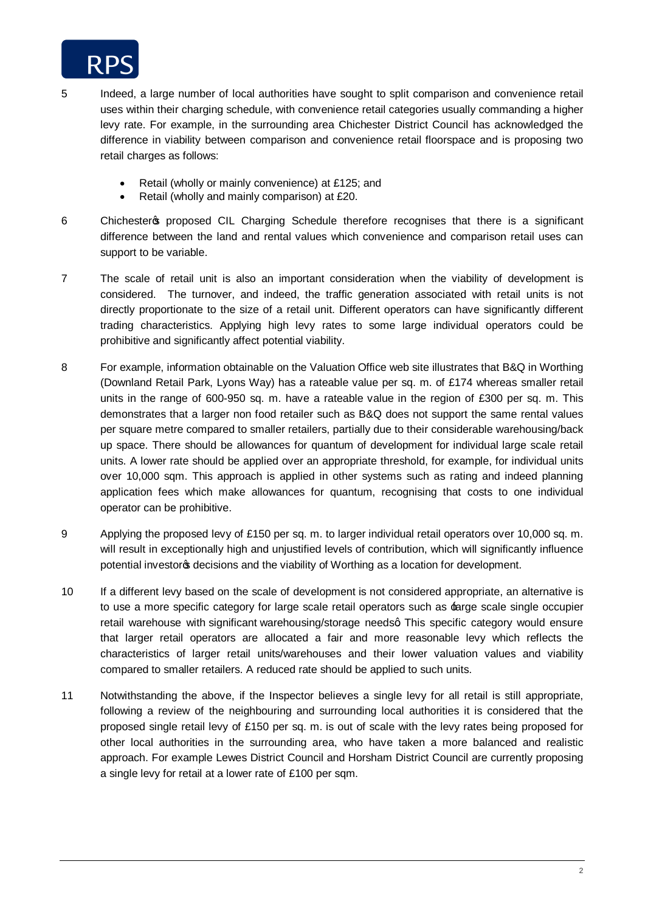5 Indeed, a large number of local authorities have sought to split comparison and convenience retail uses within their charging schedule, with convenience retail categories usually commanding a higher levy rate. For example, in the surrounding area Chichester District Council has acknowledged the difference in viability between comparison and convenience retail floorspace and is proposing two retail charges as follows:

- Retail (wholly or mainly convenience) at £125; and
- Retail (wholly and mainly comparison) at £20.

6 Chichester's proposed CIL Charging Schedule therefore recognises that there is a significant difference between the land and rental values which convenience and comparison retail uses can support to be variable.

7 The scale of retail unit is also an important consideration when the viability of development is considered. The turnover, and indeed, the traffic generation associated with retail units is not directly proportionate to the size of a retail unit. Different operators can have significantly different trading characteristics. Applying high levy rates to some large individual operators could be prohibitive and significantly affect potential viability.

8 For example, information obtainable on the Valuation Office web site illustrates that B&Q in Worthing (Downland Retail Park, Lyons Way) has a rateable value per sq. m. of £174 whereas smaller retail units in the range of 600-950 sq. m. have a rateable value in the region of £300 per sq. m. This demonstrates that a larger non food retailer such as B&Q does not support the same rental values per square metre compared to smaller retailers, partially due to their considerable warehousing/back up space. There should be allowances for quantum of development for individual large scale retail units. A lower rate should be applied over an appropriate threshold, for example, for individual units over 10,000 sqm. This approach is applied in other systems such as rating and indeed planning application fees which make allowances for quantum, recognising that costs to one individual operator can be prohibitive.

9 Applying the proposed levy of £150 per sq. m. to larger individual retail operators over 10,000 sq. m. will result in exceptionally high and unjustified levels of contribution, which will significantly influence potential investor's decisions and the viability of Worthing as a location for development.

10 If a different levy based on the scale of development is not considered appropriate, an alternative is to use a more specific category for large scale retail operators such as 'large scale single occupier retail warehouse with significant warehousing/storage needs'. This specific category would ensure that larger retail operators are allocated a fair and more reasonable levy which reflects the characteristics of larger retail units/warehouses and their lower valuation values and viability compared to smaller retailers. A reduced rate should be applied to such units.

11 Notwithstanding the above, if the Inspector believes a single levy for all retail is still appropriate, following a review of the neighbouring and surrounding local authorities it is considered that the proposed single retail levy of £150 per sq. m. is out of scale with the levy rates being proposed for other local authorities in the surrounding area, who have taken a more balanced and realistic approach. For example Lewes District Council and Horsham District Council are currently proposing a single levy for retail at a lower rate of £100 per sqm.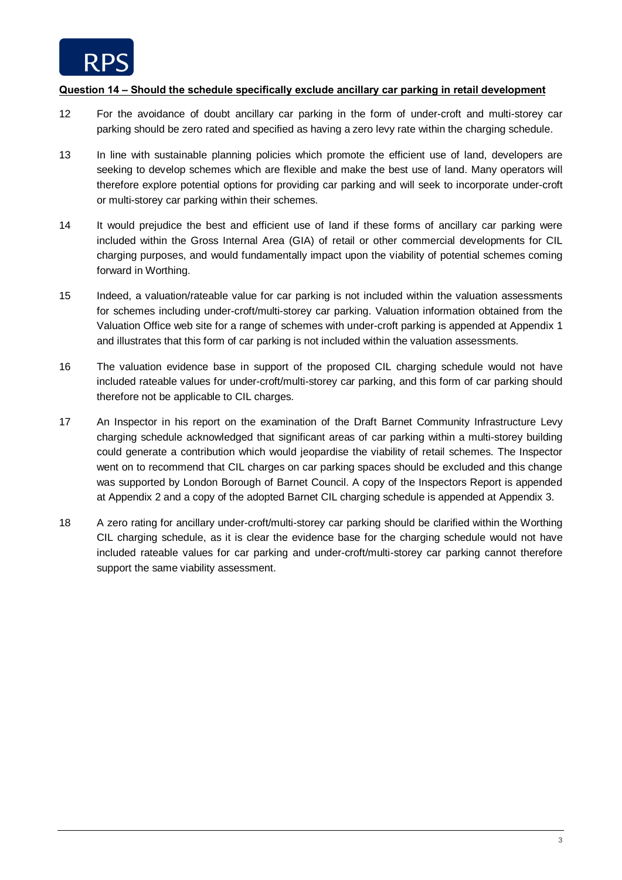**Question 14 – Should the schedule specifically exclude ancillary car parking in retail development**

12 For the avoidance of doubt ancillary car parking in the form of under-croft and multi-storey car parking should be zero rated and specified as having a zero levy rate within the charging schedule.

13 In line with sustainable planning policies which promote the efficient use of land, developers are seeking to develop schemes which are flexible and make the best use of land. Many operators will therefore explore potential options for providing car parking and will seek to incorporate under-croft or multi-storey car parking within their schemes.

14 It would prejudice the best and efficient use of land if these forms of ancillary car parking were included within the Gross Internal Area (GIA) of retail or other commercial developments for CIL charging purposes, and would fundamentally impact upon the viability of potential schemes coming forward in Worthing.

15 Indeed, a valuation/rateable value for car parking is not included within the valuation assessments for schemes including under-croft/multi-storey car parking. Valuation information obtained from the Valuation Office web site for a range of schemes with under-croft parking is appended at Appendix 1 and illustrates that this form of car parking is not included within the valuation assessments.

16 The valuation evidence base in support of the proposed CIL charging schedule would not have included rateable values for under-croft/multi-storey car parking, and this form of car parking should therefore not be applicable to CIL charges.

17 An Inspector in his report on the examination of the Draft Barnet Community Infrastructure Levy charging schedule acknowledged that significant areas of car parking within a multi-storey building could generate a contribution which would jeopardise the viability of retail schemes. The Inspector went on to recommend that CIL charges on car parking spaces should be excluded and this change was supported by London Borough of Barnet Council. A copy of the Inspectors Report is appended at Appendix 2 and a copy of the adopted Barnet CIL charging schedule is appended at Appendix 3.

18 A zero rating for ancillary under-croft/multi-storey car parking should be clarified within the Worthing CIL charging schedule, as it is clear the evidence base for the charging schedule would not have included rateable values for car parking and under-croft/multi-storey car parking cannot therefore support the same viability assessment.